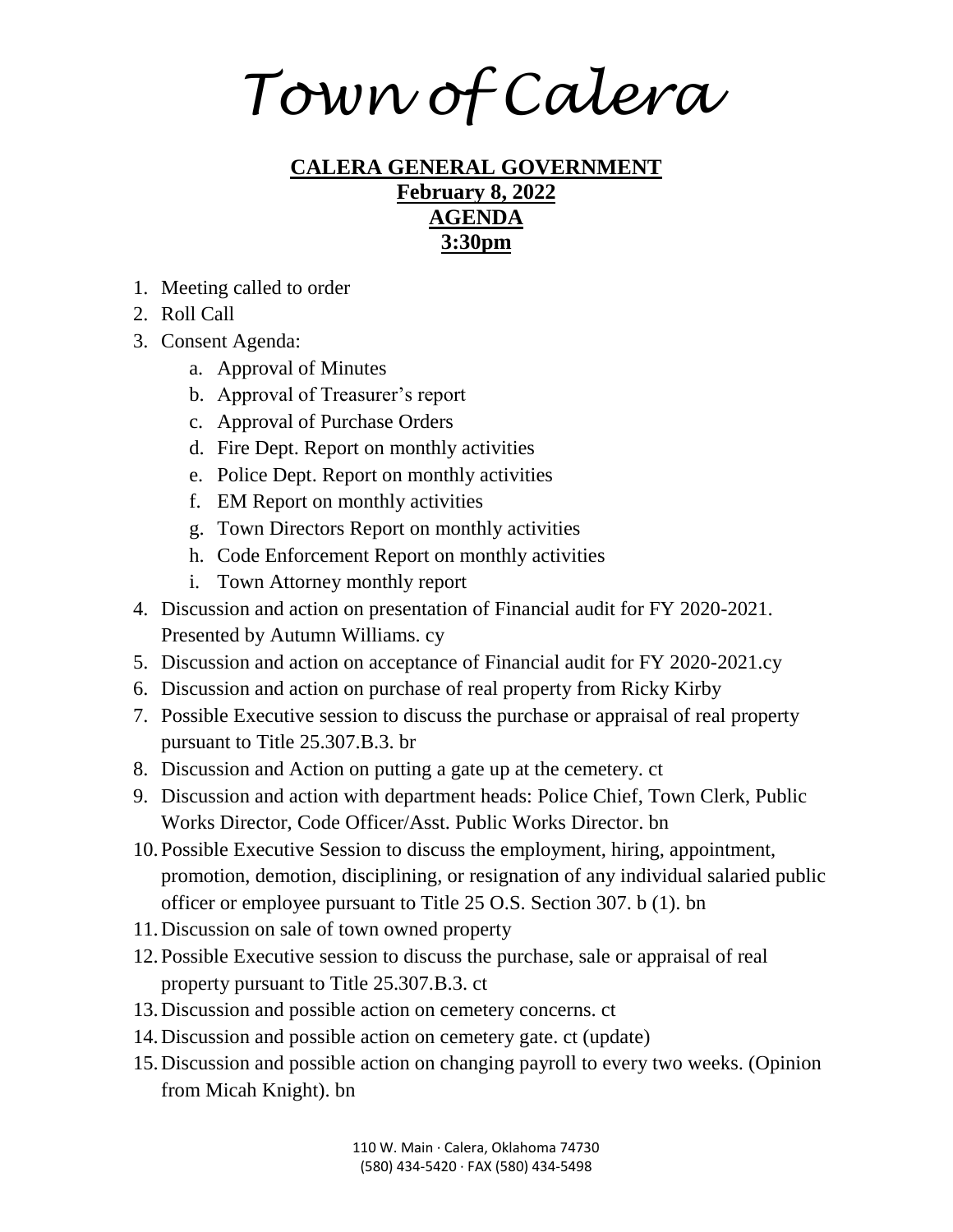# Town of Calera

**CALERA GENERAL GOVERNMENT**
**February 8, 2022**
**AGENDA**
**3:30pm**

1. Meeting called to order
2. Roll Call
3. Consent Agenda:
    a. Approval of Minutes
    b. Approval of Treasurer's report
    c. Approval of Purchase Orders
    d. Fire Dept. Report on monthly activities
    e. Police Dept. Report on monthly activities
    f. EM Report on monthly activities
    g. Town Directors Report on monthly activities
    h. Code Enforcement Report on monthly activities
    i. Town Attorney monthly report
4. Discussion and action on presentation of Financial audit for FY 2020-2021. Presented by Autumn Williams. cy
5. Discussion and action on acceptance of Financial audit for FY 2020-2021.cy
6. Discussion and action on purchase of real property from Ricky Kirby
7. Possible Executive session to discuss the purchase or appraisal of real property pursuant to Title 25.307.B.3. br
8. Discussion and Action on putting a gate up at the cemetery. ct
9. Discussion and action with department heads: Police Chief, Town Clerk, Public Works Director, Code Officer/Asst. Public Works Director. bn
10. Possible Executive Session to discuss the employment, hiring, appointment, promotion, demotion, disciplining, or resignation of any individual salaried public officer or employee pursuant to Title 25 O.S. Section 307. b (1). bn
11. Discussion on sale of town owned property
12. Possible Executive session to discuss the purchase, sale or appraisal of real property pursuant to Title 25.307.B.3. ct
13. Discussion and possible action on cemetery concerns. ct
14. Discussion and possible action on cemetery gate. ct (update)
15. Discussion and possible action on changing payroll to every two weeks. (Opinion from Micah Knight). bn

110 W. Main · Calera, Oklahoma 74730
(580) 434-5420 · FAX (580) 434-5498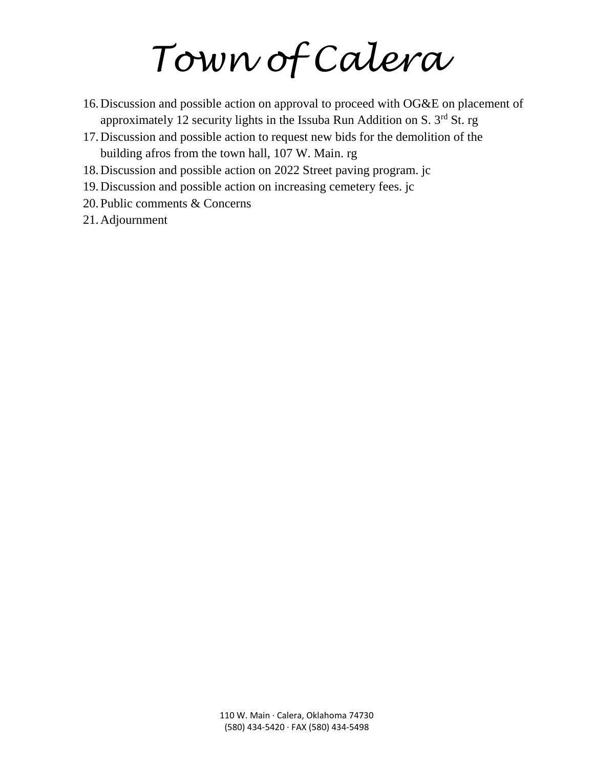16. Discussion and possible action on approval to proceed with OG&E on placement of approximately 12 security lights in the Issuba Run Addition on S. 3rd St. rg
17. Discussion and possible action to request new bids for the demolition of the building afros from the town hall, 107 W. Main. rg
18. Discussion and possible action on 2022 Street paving program. jc
19. Discussion and possible action on increasing cemetery fees. jc
20. Public comments & Concerns
21. Adjournment